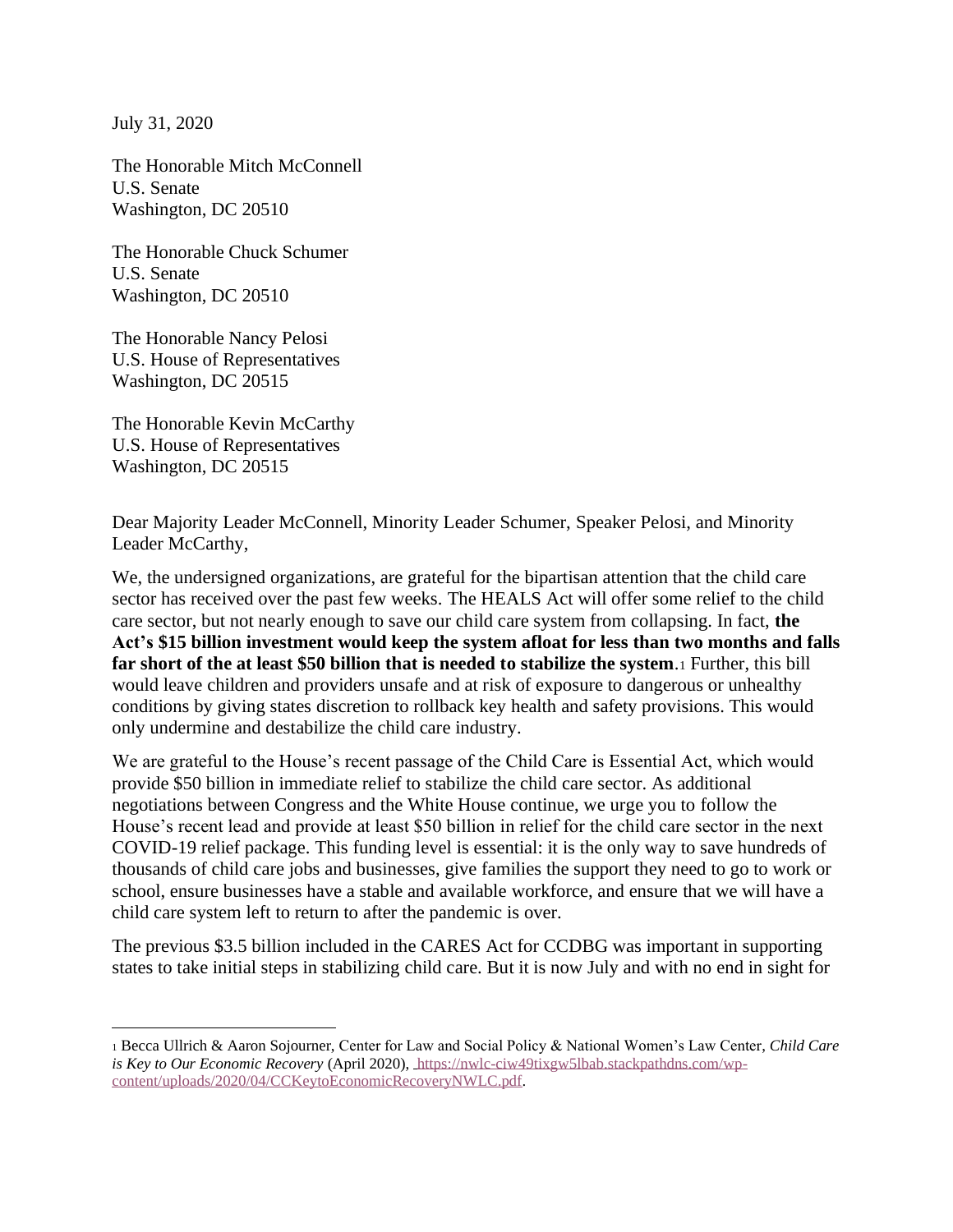July 31, 2020

The Honorable Mitch McConnell
U.S. Senate
Washington, DC 20510

The Honorable Chuck Schumer
U.S. Senate
Washington, DC 20510

The Honorable Nancy Pelosi
U.S. House of Representatives
Washington, DC 20515

The Honorable Kevin McCarthy
U.S. House of Representatives
Washington, DC 20515

Dear Majority Leader McConnell, Minority Leader Schumer, Speaker Pelosi, and Minority Leader McCarthy,

We, the undersigned organizations, are grateful for the bipartisan attention that the child care sector has received over the past few weeks. The HEALS Act will offer some relief to the child care sector, but not nearly enough to save our child care system from collapsing. In fact, **the Act's $15 billion investment would keep the system afloat for less than two months and falls far short of the at least $50 billion that is needed to stabilize the system**.[1] Further, this bill would leave children and providers unsafe and at risk of exposure to dangerous or unhealthy conditions by giving states discretion to rollback key health and safety provisions. This would only undermine and destabilize the child care industry.

We are grateful to the House's recent passage of the Child Care is Essential Act, which would provide $50 billion in immediate relief to stabilize the child care sector. As additional negotiations between Congress and the White House continue, we urge you to follow the House's recent lead and provide at least $50 billion in relief for the child care sector in the next COVID-19 relief package. This funding level is essential: it is the only way to save hundreds of thousands of child care jobs and businesses, give families the support they need to go to work or school, ensure businesses have a stable and available workforce, and ensure that we will have a child care system left to return to after the pandemic is over.

The previous $3.5 billion included in the CARES Act for CCDBG was important in supporting states to take initial steps in stabilizing child care. But it is now July and with no end in sight for

---

[1] Becca Ullrich & Aaron Sojourner, Center for Law and Social Policy & National Women's Law Center, *Child Care is Key to Our Economic Recovery* (April 2020), https://nwlc-ciw49tixgw5lbab.stackpathdns.com/wp-content/uploads/2020/04/CCKeytoEconomicRecoveryNWLC.pdf.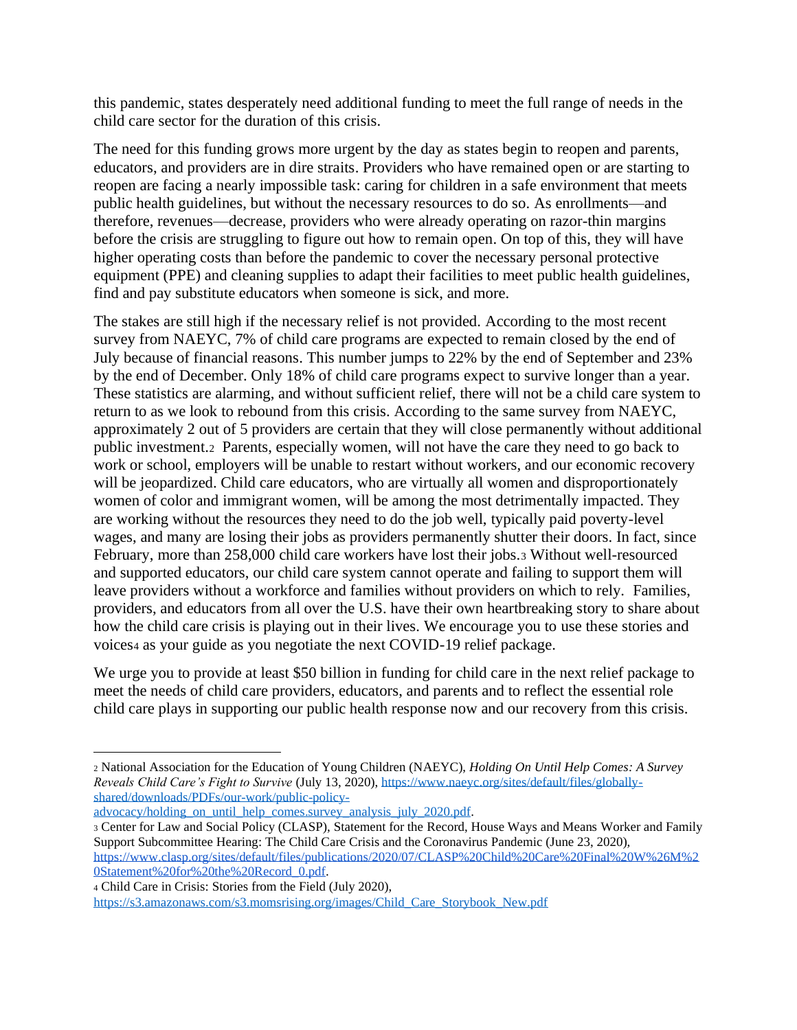this pandemic, states desperately need additional funding to meet the full range of needs in the child care sector for the duration of this crisis.

The need for this funding grows more urgent by the day as states begin to reopen and parents, educators, and providers are in dire straits. Providers who have remained open or are starting to reopen are facing a nearly impossible task: caring for children in a safe environment that meets public health guidelines, but without the necessary resources to do so. As enrollments—and therefore, revenues—decrease, providers who were already operating on razor-thin margins before the crisis are struggling to figure out how to remain open. On top of this, they will have higher operating costs than before the pandemic to cover the necessary personal protective equipment (PPE) and cleaning supplies to adapt their facilities to meet public health guidelines, find and pay substitute educators when someone is sick, and more.

The stakes are still high if the necessary relief is not provided. According to the most recent survey from NAEYC, 7% of child care programs are expected to remain closed by the end of July because of financial reasons. This number jumps to 22% by the end of September and 23% by the end of December. Only 18% of child care programs expect to survive longer than a year. These statistics are alarming, and without sufficient relief, there will not be a child care system to return to as we look to rebound from this crisis. According to the same survey from NAEYC, approximately 2 out of 5 providers are certain that they will close permanently without additional public investment.[2] Parents, especially women, will not have the care they need to go back to work or school, employers will be unable to restart without workers, and our economic recovery will be jeopardized. Child care educators, who are virtually all women and disproportionately women of color and immigrant women, will be among the most detrimentally impacted. They are working without the resources they need to do the job well, typically paid poverty-level wages, and many are losing their jobs as providers permanently shutter their doors. In fact, since February, more than 258,000 child care workers have lost their jobs.[3] Without well-resourced and supported educators, our child care system cannot operate and failing to support them will leave providers without a workforce and families without providers on which to rely. Families, providers, and educators from all over the U.S. have their own heartbreaking story to share about how the child care crisis is playing out in their lives. We encourage you to use these stories and voices[4] as your guide as you negotiate the next COVID-19 relief package.

We urge you to provide at least $50 billion in funding for child care in the next relief package to meet the needs of child care providers, educators, and parents and to reflect the essential role child care plays in supporting our public health response now and our recovery from this crisis.

---

[2] National Association for the Education of Young Children (NAEYC), *Holding On Until Help Comes: A Survey Reveals Child Care's Fight to Survive* (July 13, 2020), https://www.naeyc.org/sites/default/files/globally-shared/downloads/PDFs/our-work/public-policy-advocacy/holding_on_until_help_comes.survey_analysis_july_2020.pdf.

[3] Center for Law and Social Policy (CLASP), Statement for the Record, House Ways and Means Worker and Family Support Subcommittee Hearing: The Child Care Crisis and the Coronavirus Pandemic (June 23, 2020), https://www.clasp.org/sites/default/files/publications/2020/07/CLASP%20Child%20Care%20Final%20W%26M%20Statement%20for%20the%20Record_0.pdf.

[4] Child Care in Crisis: Stories from the Field (July 2020), https://s3.amazonaws.com/s3.momsrising.org/images/Child_Care_Storybook_New.pdf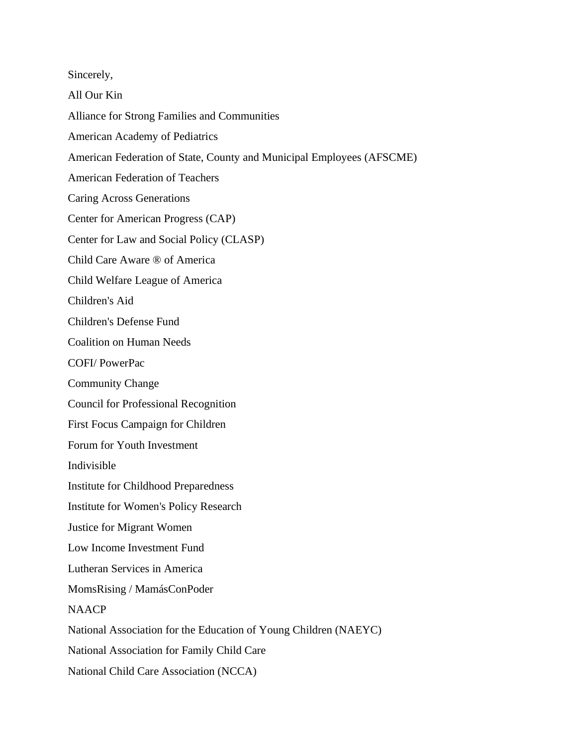Sincerely,

All Our Kin

Alliance for Strong Families and Communities

American Academy of Pediatrics

American Federation of State, County and Municipal Employees (AFSCME)

American Federation of Teachers

Caring Across Generations

Center for American Progress (CAP)

Center for Law and Social Policy (CLASP)

Child Care Aware ® of America

Child Welfare League of America

Children's Aid

Children's Defense Fund

Coalition on Human Needs

COFI/ PowerPac

Community Change

Council for Professional Recognition

First Focus Campaign for Children

Forum for Youth Investment

Indivisible

Institute for Childhood Preparedness

Institute for Women's Policy Research

Justice for Migrant Women

Low Income Investment Fund

Lutheran Services in America

MomsRising / MamásConPoder

NAACP

National Association for the Education of Young Children (NAEYC)

National Association for Family Child Care

National Child Care Association (NCCA)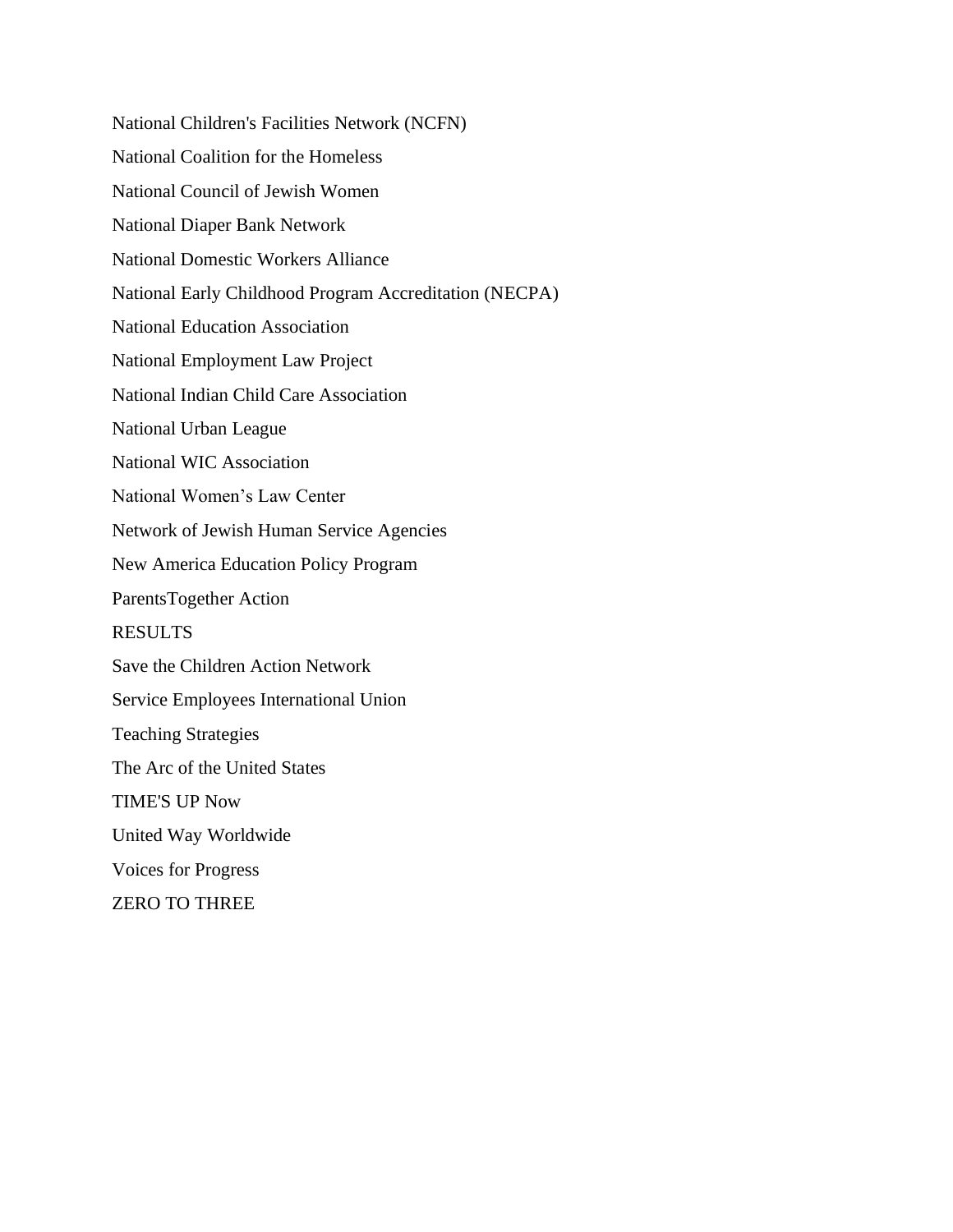National Children's Facilities Network (NCFN)

National Coalition for the Homeless

National Council of Jewish Women

National Diaper Bank Network

National Domestic Workers Alliance

National Early Childhood Program Accreditation (NECPA)

National Education Association

National Employment Law Project

National Indian Child Care Association

National Urban League

National WIC Association

National Women's Law Center

Network of Jewish Human Service Agencies

New America Education Policy Program

ParentsTogether Action

RESULTS

Save the Children Action Network

Service Employees International Union

Teaching Strategies

The Arc of the United States

TIME'S UP Now

United Way Worldwide

Voices for Progress

ZERO TO THREE